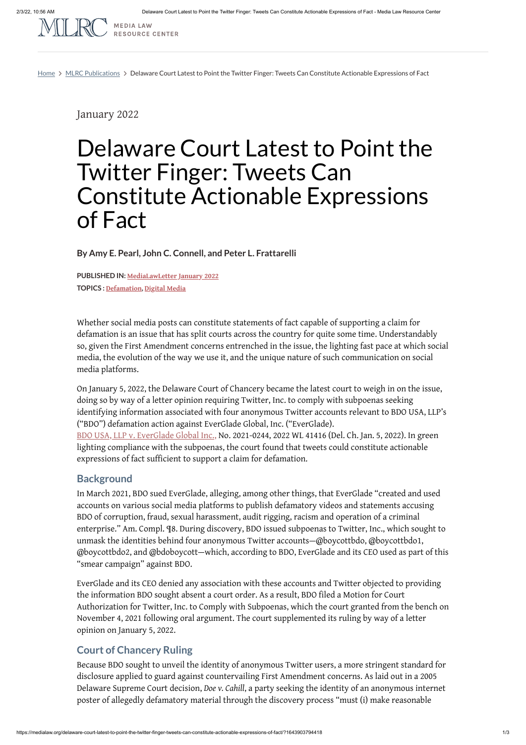Home > MLRC Publications > Delaware Court Latest to Point the Twitter Finger: Tweets Can Constitute Actionable Expressions of Fact

January 2022

# Delaware Court Latest to Point the Twitter Finger: Tweets Can Constitute Actionable Expressions of Fact

**By Amy E. Pearl, John C. Connell, and Peter L. Frattarelli**

**PUBLISHED IN:** MediaLawLetter January 2022
**TOPICS :** Defamation, Digital Media

Whether social media posts can constitute statements of fact capable of supporting a claim for defamation is an issue that has split courts across the country for quite some time. Understandably so, given the First Amendment concerns entrenched in the issue, the lighting fast pace at which social media, the evolution of the way we use it, and the unique nature of such communication on social media platforms.

On January 5, 2022, the Delaware Court of Chancery became the latest court to weigh in on the issue, doing so by way of a letter opinion requiring Twitter, Inc. to comply with subpoenas seeking identifying information associated with four anonymous Twitter accounts relevant to BDO USA, LLP's ("BDO") defamation action against EverGlade Global, Inc. ("EverGlade). BDO USA, LLP v. EverGlade Global Inc., No. 2021-0244, 2022 WL 41416 (Del. Ch. Jan. 5, 2022). In green lighting compliance with the subpoenas, the court found that tweets could constitute actionable expressions of fact sufficient to support a claim for defamation.

## Background

In March 2021, BDO sued EverGlade, alleging, among other things, that EverGlade "created and used accounts on various social media platforms to publish defamatory videos and statements accusing BDO of corruption, fraud, sexual harassment, audit rigging, racism and operation of a criminal enterprise." Am. Compl. ¶8. During discovery, BDO issued subpoenas to Twitter, Inc., which sought to unmask the identities behind four anonymous Twitter accounts—@boycottbdo, @boycottbdo1, @boycottbdo2, and @bdoboycott—which, according to BDO, EverGlade and its CEO used as part of this "smear campaign" against BDO.

EverGlade and its CEO denied any association with these accounts and Twitter objected to providing the information BDO sought absent a court order. As a result, BDO filed a Motion for Court Authorization for Twitter, Inc. to Comply with Subpoenas, which the court granted from the bench on November 4, 2021 following oral argument. The court supplemented its ruling by way of a letter opinion on January 5, 2022.

## Court of Chancery Ruling

Because BDO sought to unveil the identity of anonymous Twitter users, a more stringent standard for disclosure applied to guard against countervailing First Amendment concerns. As laid out in a 2005 Delaware Supreme Court decision, *Doe v. Cahill*, a party seeking the identity of an anonymous internet poster of allegedly defamatory material through the discovery process "must (i) make reasonable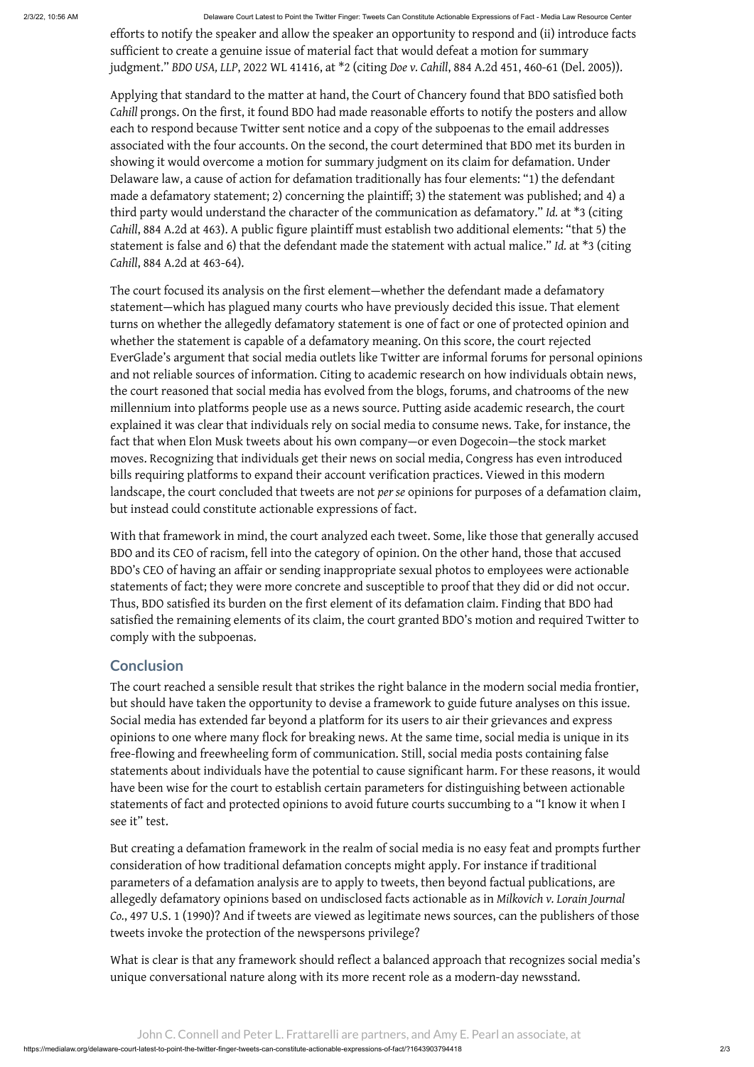efforts to notify the speaker and allow the speaker an opportunity to respond and (ii) introduce facts sufficient to create a genuine issue of material fact that would defeat a motion for summary judgment." *BDO USA, LLP*, 2022 WL 41416, at *2 (citing *Doe v. Cahill*, 884 A.2d 451, 460-61 (Del. 2005)).

Applying that standard to the matter at hand, the Court of Chancery found that BDO satisfied both *Cahill* prongs. On the first, it found BDO had made reasonable efforts to notify the posters and allow each to respond because Twitter sent notice and a copy of the subpoenas to the email addresses associated with the four accounts. On the second, the court determined that BDO met its burden in showing it would overcome a motion for summary judgment on its claim for defamation. Under Delaware law, a cause of action for defamation traditionally has four elements: "1) the defendant made a defamatory statement; 2) concerning the plaintiff; 3) the statement was published; and 4) a third party would understand the character of the communication as defamatory." *Id.* at *3 (citing *Cahill*, 884 A.2d at 463). A public figure plaintiff must establish two additional elements: "that 5) the statement is false and 6) that the defendant made the statement with actual malice." *Id.* at *3 (citing *Cahill*, 884 A.2d at 463-64).

The court focused its analysis on the first element—whether the defendant made a defamatory statement—which has plagued many courts who have previously decided this issue. That element turns on whether the allegedly defamatory statement is one of fact or one of protected opinion and whether the statement is capable of a defamatory meaning. On this score, the court rejected EverGlade's argument that social media outlets like Twitter are informal forums for personal opinions and not reliable sources of information. Citing to academic research on how individuals obtain news, the court reasoned that social media has evolved from the blogs, forums, and chatrooms of the new millennium into platforms people use as a news source. Putting aside academic research, the court explained it was clear that individuals rely on social media to consume news. Take, for instance, the fact that when Elon Musk tweets about his own company—or even Dogecoin—the stock market moves. Recognizing that individuals get their news on social media, Congress has even introduced bills requiring platforms to expand their account verification practices. Viewed in this modern landscape, the court concluded that tweets are not *per se* opinions for purposes of a defamation claim, but instead could constitute actionable expressions of fact.

With that framework in mind, the court analyzed each tweet. Some, like those that generally accused BDO and its CEO of racism, fell into the category of opinion. On the other hand, those that accused BDO's CEO of having an affair or sending inappropriate sexual photos to employees were actionable statements of fact; they were more concrete and susceptible to proof that they did or did not occur. Thus, BDO satisfied its burden on the first element of its defamation claim. Finding that BDO had satisfied the remaining elements of its claim, the court granted BDO's motion and required Twitter to comply with the subpoenas.

## Conclusion

The court reached a sensible result that strikes the right balance in the modern social media frontier, but should have taken the opportunity to devise a framework to guide future analyses on this issue. Social media has extended far beyond a platform for its users to air their grievances and express opinions to one where many flock for breaking news. At the same time, social media is unique in its free-flowing and freewheeling form of communication. Still, social media posts containing false statements about individuals have the potential to cause significant harm. For these reasons, it would have been wise for the court to establish certain parameters for distinguishing between actionable statements of fact and protected opinions to avoid future courts succumbing to a "I know it when I see it" test.

But creating a defamation framework in the realm of social media is no easy feat and prompts further consideration of how traditional defamation concepts might apply. For instance if traditional parameters of a defamation analysis are to apply to tweets, then beyond factual publications, are allegedly defamatory opinions based on undisclosed facts actionable as in *Milkovich v. Lorain Journal Co.*, 497 U.S. 1 (1990)? And if tweets are viewed as legitimate news sources, can the publishers of those tweets invoke the protection of the newspersons privilege?

What is clear is that any framework should reflect a balanced approach that recognizes social media's unique conversational nature along with its more recent role as a modern-day newsstand.

John C. Connell and Peter L. Frattarelli are partners, and Amy E. Pearl an associate, at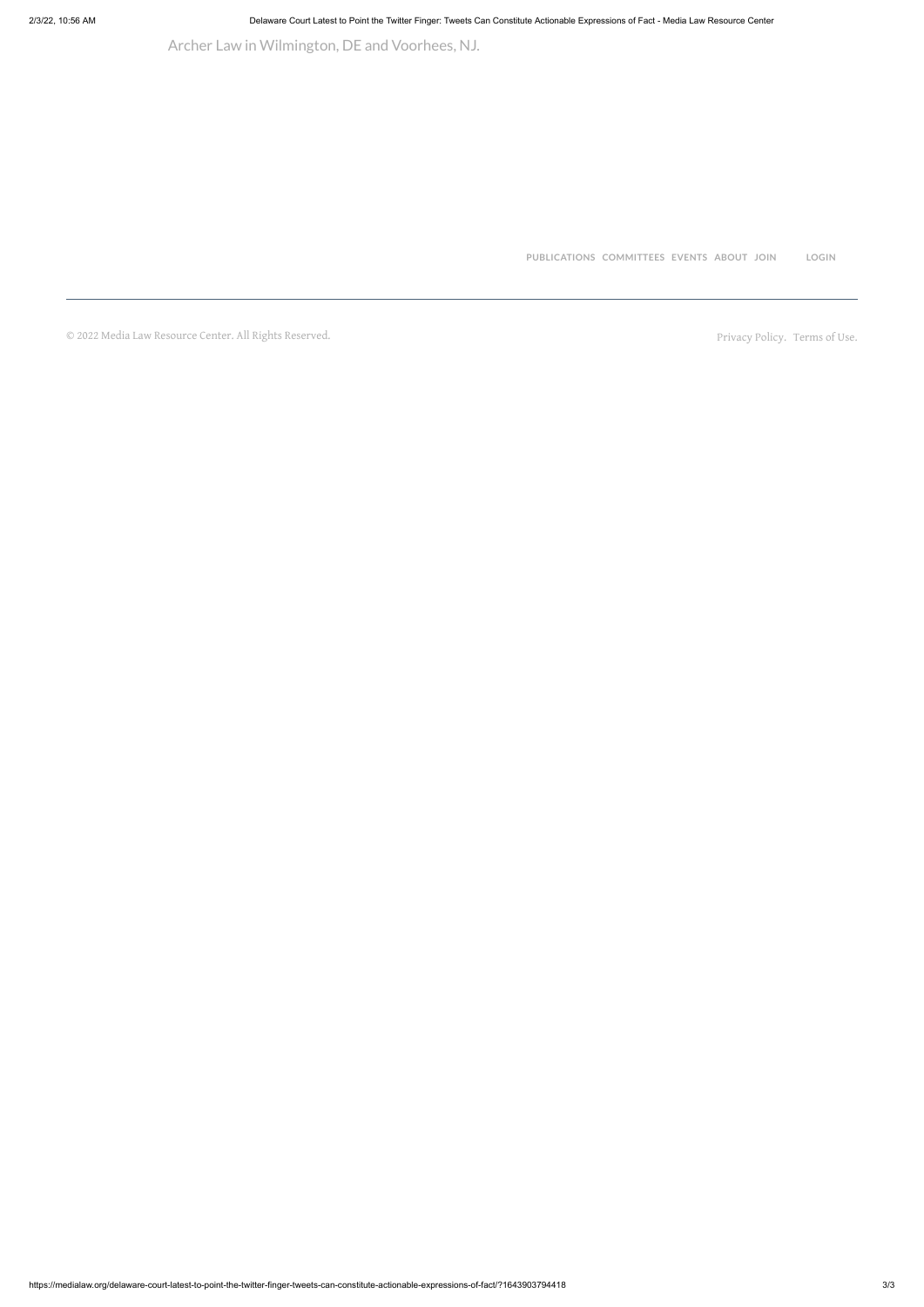Archer Law in Wilmington, DE and Voorhees, NJ.

PUBLICATIONS COMMITTEES EVENTS ABOUT JOIN LOGIN

© 2022 Media Law Resource Center. All Rights Reserved.

Privacy Policy. Terms of Use.